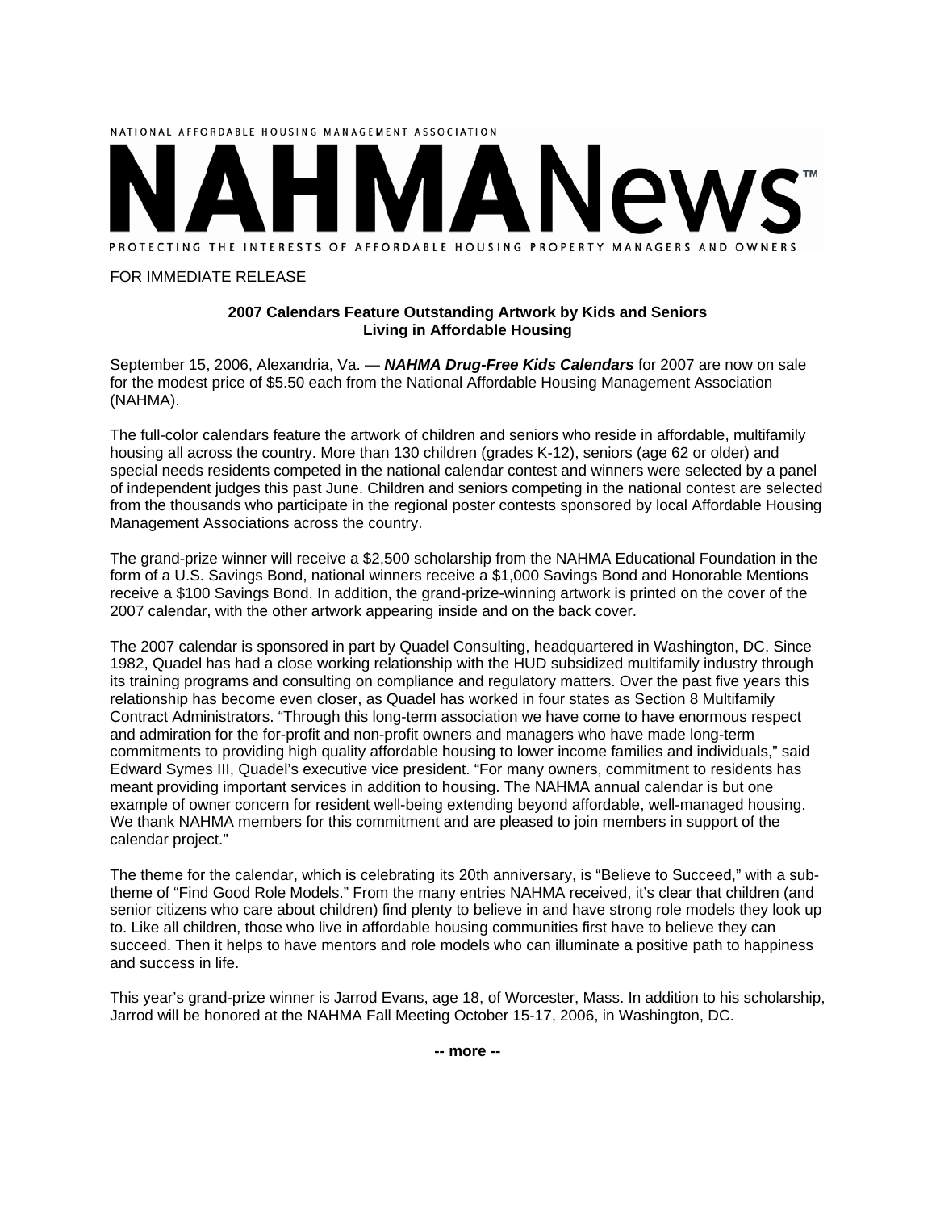NATIONAL AFFORDABLE HOUSING MANAGEMENT ASSOCIATION

# NAHMANews™

PROTECTING THE INTERESTS OF AFFORDABLE HOUSING PROPERTY MANAGERS AND OWNERS

FOR IMMEDIATE RELEASE

**2007 Calendars Feature Outstanding Artwork by Kids and Seniors Living in Affordable Housing**

September 15, 2006, Alexandria, Va. — ***NAHMA Drug-Free Kids Calendars*** for 2007 are now on sale for the modest price of $5.50 each from the National Affordable Housing Management Association (NAHMA).

The full-color calendars feature the artwork of children and seniors who reside in affordable, multifamily housing all across the country. More than 130 children (grades K-12), seniors (age 62 or older) and special needs residents competed in the national calendar contest and winners were selected by a panel of independent judges this past June. Children and seniors competing in the national contest are selected from the thousands who participate in the regional poster contests sponsored by local Affordable Housing Management Associations across the country.

The grand-prize winner will receive a $2,500 scholarship from the NAHMA Educational Foundation in the form of a U.S. Savings Bond, national winners receive a $1,000 Savings Bond and Honorable Mentions receive a $100 Savings Bond. In addition, the grand-prize-winning artwork is printed on the cover of the 2007 calendar, with the other artwork appearing inside and on the back cover.

The 2007 calendar is sponsored in part by Quadel Consulting, headquartered in Washington, DC. Since 1982, Quadel has had a close working relationship with the HUD subsidized multifamily industry through its training programs and consulting on compliance and regulatory matters. Over the past five years this relationship has become even closer, as Quadel has worked in four states as Section 8 Multifamily Contract Administrators. "Through this long-term association we have come to have enormous respect and admiration for the for-profit and non-profit owners and managers who have made long-term commitments to providing high quality affordable housing to lower income families and individuals," said Edward Symes III, Quadel's executive vice president. "For many owners, commitment to residents has meant providing important services in addition to housing. The NAHMA annual calendar is but one example of owner concern for resident well-being extending beyond affordable, well-managed housing. We thank NAHMA members for this commitment and are pleased to join members in support of the calendar project."

The theme for the calendar, which is celebrating its 20th anniversary, is "Believe to Succeed," with a sub-theme of "Find Good Role Models." From the many entries NAHMA received, it's clear that children (and senior citizens who care about children) find plenty to believe in and have strong role models they look up to. Like all children, those who live in affordable housing communities first have to believe they can succeed. Then it helps to have mentors and role models who can illuminate a positive path to happiness and success in life.

This year's grand-prize winner is Jarrod Evans, age 18, of Worcester, Mass. In addition to his scholarship, Jarrod will be honored at the NAHMA Fall Meeting October 15-17, 2006, in Washington, DC.

**-- more --**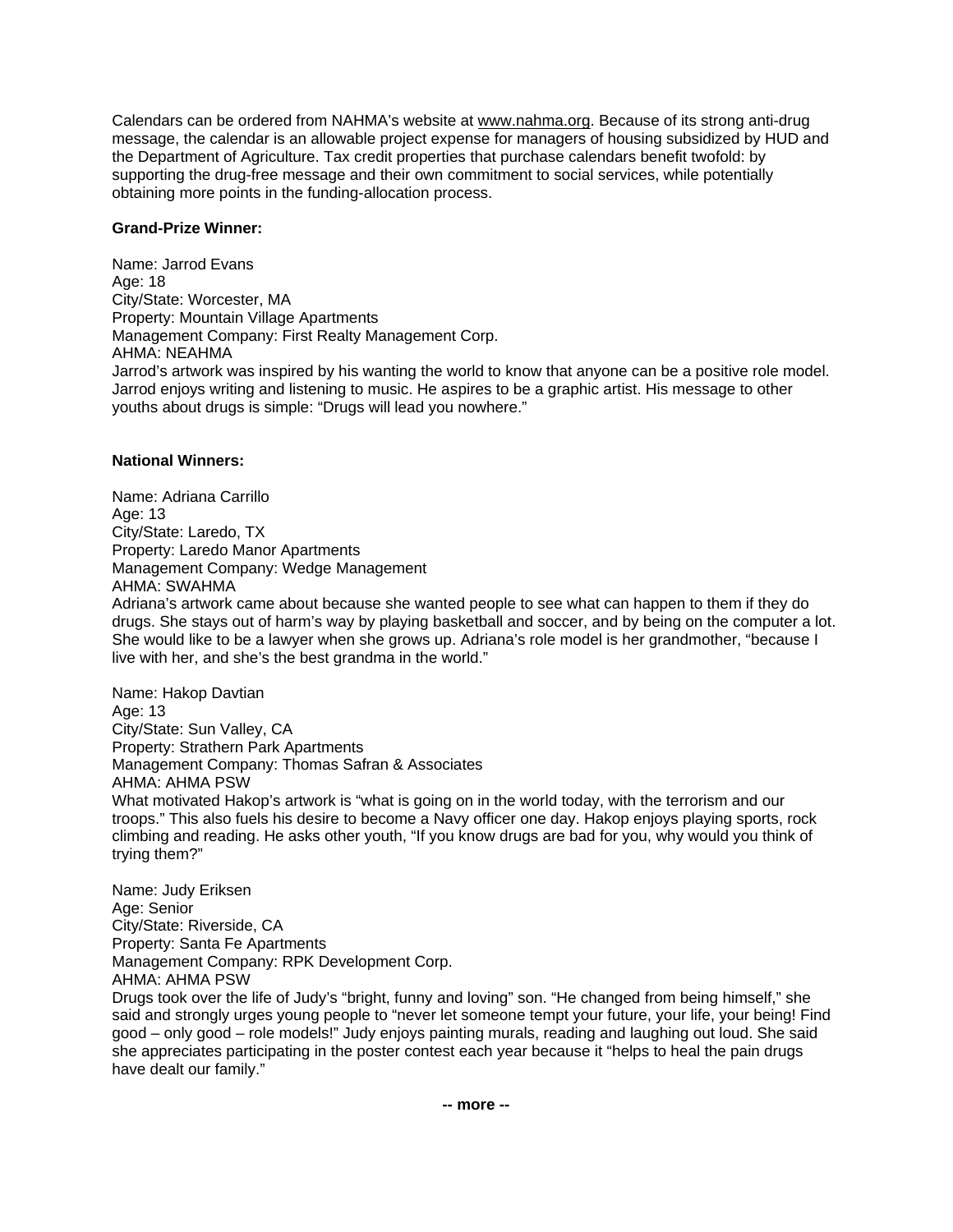Calendars can be ordered from NAHMA's website at www.nahma.org. Because of its strong anti-drug message, the calendar is an allowable project expense for managers of housing subsidized by HUD and the Department of Agriculture. Tax credit properties that purchase calendars benefit twofold: by supporting the drug-free message and their own commitment to social services, while potentially obtaining more points in the funding-allocation process.

**Grand-Prize Winner:**

Name: Jarrod Evans
Age: 18
City/State: Worcester, MA
Property: Mountain Village Apartments
Management Company: First Realty Management Corp.
AHMA: NEAHMA
Jarrod's artwork was inspired by his wanting the world to know that anyone can be a positive role model. Jarrod enjoys writing and listening to music. He aspires to be a graphic artist. His message to other youths about drugs is simple: "Drugs will lead you nowhere."

**National Winners:**

Name: Adriana Carrillo
Age: 13
City/State: Laredo, TX
Property: Laredo Manor Apartments
Management Company: Wedge Management
AHMA: SWAHMA
Adriana's artwork came about because she wanted people to see what can happen to them if they do drugs. She stays out of harm's way by playing basketball and soccer, and by being on the computer a lot. She would like to be a lawyer when she grows up. Adriana's role model is her grandmother, "because I live with her, and she's the best grandma in the world."

Name: Hakop Davtian
Age: 13
City/State: Sun Valley, CA
Property: Strathern Park Apartments
Management Company: Thomas Safran & Associates
AHMA: AHMA PSW
What motivated Hakop's artwork is "what is going on in the world today, with the terrorism and our troops." This also fuels his desire to become a Navy officer one day. Hakop enjoys playing sports, rock climbing and reading. He asks other youth, "If you know drugs are bad for you, why would you think of trying them?"

Name: Judy Eriksen
Age: Senior
City/State: Riverside, CA
Property: Santa Fe Apartments
Management Company: RPK Development Corp.
AHMA: AHMA PSW
Drugs took over the life of Judy's "bright, funny and loving" son. "He changed from being himself," she said and strongly urges young people to "never let someone tempt your future, your life, your being! Find good – only good – role models!" Judy enjoys painting murals, reading and laughing out loud. She said she appreciates participating in the poster contest each year because it "helps to heal the pain drugs have dealt our family."

**-- more --**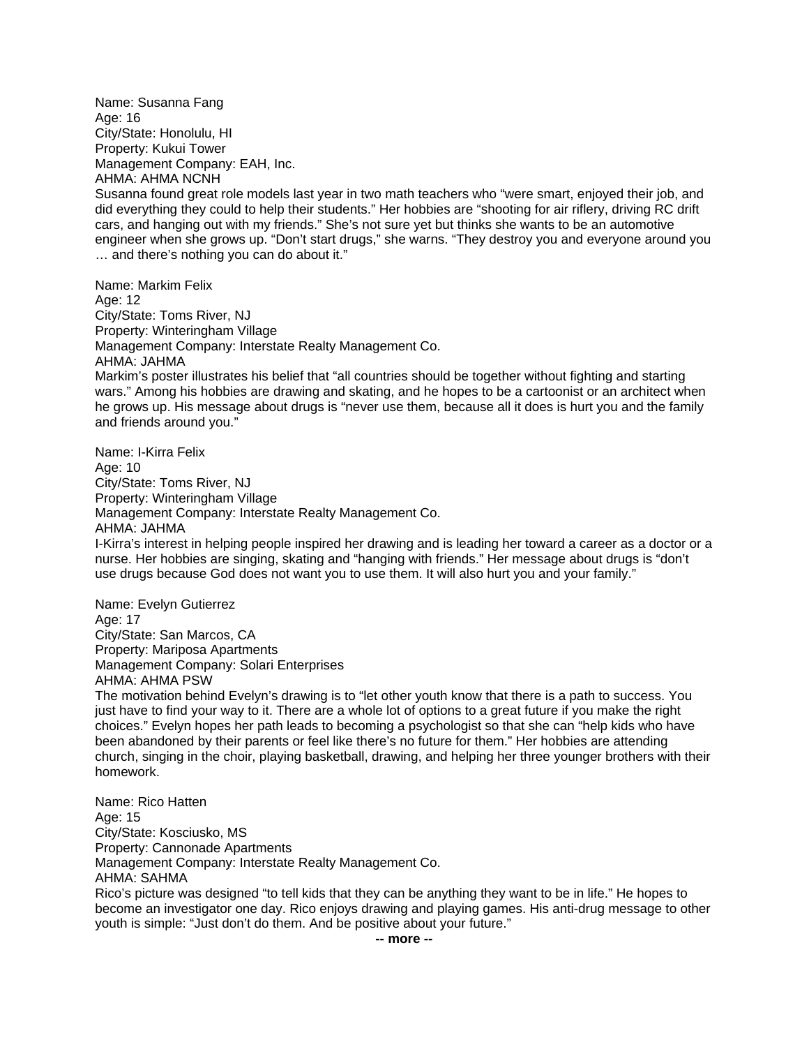Name: Susanna Fang
Age: 16
City/State: Honolulu, HI
Property: Kukui Tower
Management Company: EAH, Inc.
AHMA: AHMA NCNH
Susanna found great role models last year in two math teachers who "were smart, enjoyed their job, and did everything they could to help their students." Her hobbies are "shooting for air riflery, driving RC drift cars, and hanging out with my friends." She's not sure yet but thinks she wants to be an automotive engineer when she grows up. "Don't start drugs," she warns. "They destroy you and everyone around you … and there's nothing you can do about it."

Name: Markim Felix
Age: 12
City/State: Toms River, NJ
Property: Winteringham Village
Management Company: Interstate Realty Management Co.
AHMA: JAHMA
Markim's poster illustrates his belief that "all countries should be together without fighting and starting wars." Among his hobbies are drawing and skating, and he hopes to be a cartoonist or an architect when he grows up. His message about drugs is "never use them, because all it does is hurt you and the family and friends around you."

Name: I-Kirra Felix
Age: 10
City/State: Toms River, NJ
Property: Winteringham Village
Management Company: Interstate Realty Management Co.
AHMA: JAHMA
I-Kirra's interest in helping people inspired her drawing and is leading her toward a career as a doctor or a nurse. Her hobbies are singing, skating and "hanging with friends." Her message about drugs is "don't use drugs because God does not want you to use them. It will also hurt you and your family."

Name: Evelyn Gutierrez
Age: 17
City/State: San Marcos, CA
Property: Mariposa Apartments
Management Company: Solari Enterprises
AHMA: AHMA PSW
The motivation behind Evelyn's drawing is to "let other youth know that there is a path to success. You just have to find your way to it. There are a whole lot of options to a great future if you make the right choices." Evelyn hopes her path leads to becoming a psychologist so that she can "help kids who have been abandoned by their parents or feel like there's no future for them." Her hobbies are attending church, singing in the choir, playing basketball, drawing, and helping her three younger brothers with their homework.

Name: Rico Hatten
Age: 15
City/State: Kosciusko, MS
Property: Cannonade Apartments
Management Company: Interstate Realty Management Co.
AHMA: SAHMA
Rico's picture was designed "to tell kids that they can be anything they want to be in life." He hopes to become an investigator one day. Rico enjoys drawing and playing games. His anti-drug message to other youth is simple: "Just don't do them. And be positive about your future."

**-- more --**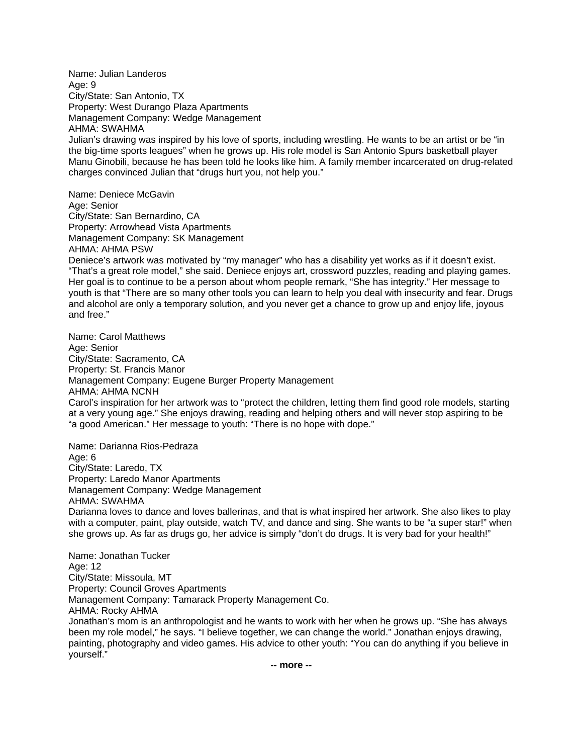Name: Julian Landeros
Age: 9
City/State: San Antonio, TX
Property: West Durango Plaza Apartments
Management Company: Wedge Management
AHMA: SWAHMA
Julian's drawing was inspired by his love of sports, including wrestling. He wants to be an artist or be "in the big-time sports leagues" when he grows up. His role model is San Antonio Spurs basketball player Manu Ginobili, because he has been told he looks like him. A family member incarcerated on drug-related charges convinced Julian that "drugs hurt you, not help you."

Name: Deniece McGavin
Age: Senior
City/State: San Bernardino, CA
Property: Arrowhead Vista Apartments
Management Company: SK Management
AHMA: AHMA PSW
Deniece's artwork was motivated by "my manager" who has a disability yet works as if it doesn't exist. "That's a great role model," she said. Deniece enjoys art, crossword puzzles, reading and playing games. Her goal is to continue to be a person about whom people remark, "She has integrity." Her message to youth is that "There are so many other tools you can learn to help you deal with insecurity and fear. Drugs and alcohol are only a temporary solution, and you never get a chance to grow up and enjoy life, joyous and free."

Name: Carol Matthews
Age: Senior
City/State: Sacramento, CA
Property: St. Francis Manor
Management Company: Eugene Burger Property Management
AHMA: AHMA NCNH
Carol's inspiration for her artwork was to "protect the children, letting them find good role models, starting at a very young age." She enjoys drawing, reading and helping others and will never stop aspiring to be "a good American." Her message to youth: "There is no hope with dope."

Name: Darianna Rios-Pedraza
Age: 6
City/State: Laredo, TX
Property: Laredo Manor Apartments
Management Company: Wedge Management
AHMA: SWAHMA
Darianna loves to dance and loves ballerinas, and that is what inspired her artwork. She also likes to play with a computer, paint, play outside, watch TV, and dance and sing. She wants to be "a super star!" when she grows up. As far as drugs go, her advice is simply "don't do drugs. It is very bad for your health!"

Name: Jonathan Tucker
Age: 12
City/State: Missoula, MT
Property: Council Groves Apartments
Management Company: Tamarack Property Management Co.
AHMA: Rocky AHMA
Jonathan's mom is an anthropologist and he wants to work with her when he grows up. "She has always been my role model," he says. "I believe together, we can change the world." Jonathan enjoys drawing, painting, photography and video games. His advice to other youth: "You can do anything if you believe in yourself."

**-- more --**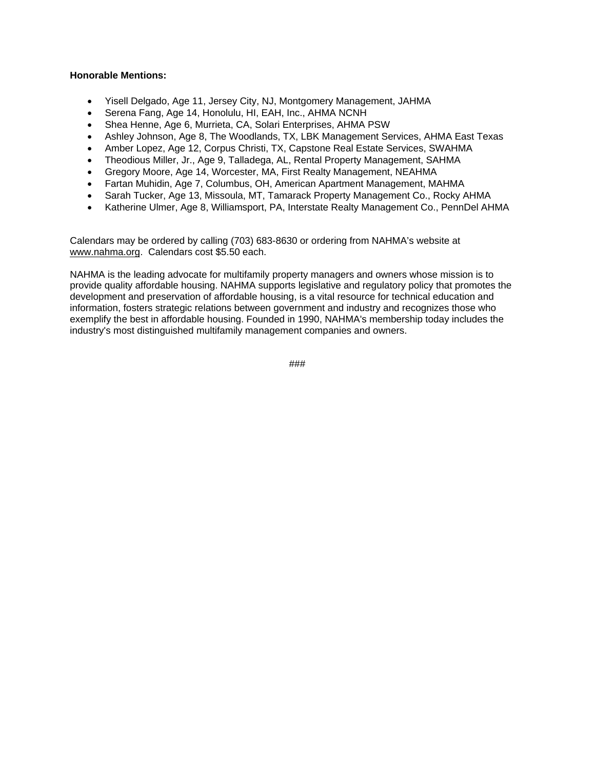**Honorable Mentions:**

- Yisell Delgado, Age 11, Jersey City, NJ, Montgomery Management, JAHMA
- Serena Fang, Age 14, Honolulu, HI, EAH, Inc., AHMA NCNH
- Shea Henne, Age 6, Murrieta, CA, Solari Enterprises, AHMA PSW
- Ashley Johnson, Age 8, The Woodlands, TX, LBK Management Services, AHMA East Texas
- Amber Lopez, Age 12, Corpus Christi, TX, Capstone Real Estate Services, SWAHMA
- Theodious Miller, Jr., Age 9, Talladega, AL, Rental Property Management, SAHMA
- Gregory Moore, Age 14, Worcester, MA, First Realty Management, NEAHMA
- Fartan Muhidin, Age 7, Columbus, OH, American Apartment Management, MAHMA
- Sarah Tucker, Age 13, Missoula, MT, Tamarack Property Management Co., Rocky AHMA
- Katherine Ulmer, Age 8, Williamsport, PA, Interstate Realty Management Co., PennDel AHMA

Calendars may be ordered by calling (703) 683-8630 or ordering from NAHMA's website at www.nahma.org. Calendars cost $5.50 each.

NAHMA is the leading advocate for multifamily property managers and owners whose mission is to provide quality affordable housing. NAHMA supports legislative and regulatory policy that promotes the development and preservation of affordable housing, is a vital resource for technical education and information, fosters strategic relations between government and industry and recognizes those who exemplify the best in affordable housing. Founded in 1990, NAHMA's membership today includes the industry's most distinguished multifamily management companies and owners.

###